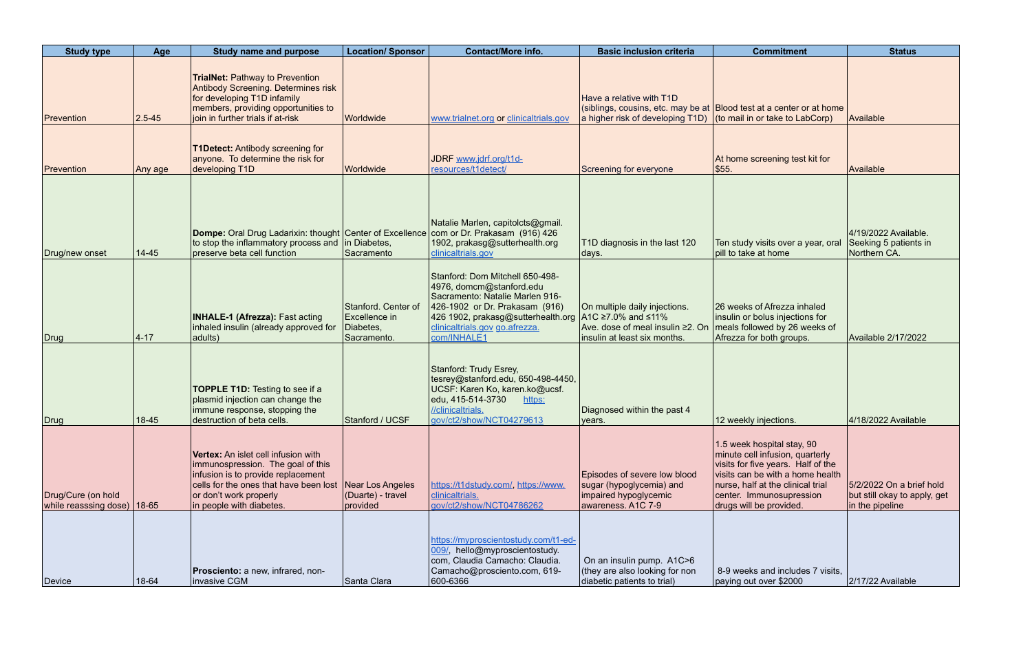| Study type | Age | Study name and purpose | Location/ Sponsor | Contact/More info. | Basic inclusion criteria | Commitment | Status |
|---|---|---|---|---|---|---|---|
| Prevention | 2.5-45 | **TrialNet:** Pathway to Prevention Antibody Screening. Determines risk for developing T1D infamily members, providing opportunities to join in further trials if at-risk | Worldwide | www.trialnet.org or clinicaltrials.gov | Have a relative with T1D (siblings, cousins, etc. may be at a higher risk of developing T1D) | Blood test at a center or at home (to mail in or take to LabCorp) | Available |
| Prevention | Any age | **T1Detect:** Antibody screening for anyone. To determine the risk for developing T1D | Worldwide | JDRF www.jdrf.org/t1d-resources/t1detect/ | Screening for everyone | At home screening test kit for $55. | Available |
| Drug/new onset | 14-45 | **Dompe:** Oral Drug Ladarixin: thought to stop the inflammatory process and preserve beta cell function | Center of Excellence in Diabetes, Sacramento | Natalie Marlen, capitolcts@gmail.com or Dr. Prakasam (916) 426 1902, prakasg@sutterhealth.org clinicaltrials.gov | T1D diagnosis in the last 120 days. | Ten study visits over a year, oral pill to take at home | 4/19/2022 Available. Seeking 5 patients in Northern CA. |
| Drug | 4-17 | **INHALE-1 (Afrezza):** Fast acting inhaled insulin (already approved for adults) | Stanford. Center of Excellence in Diabetes, Sacramento. | Stanford: Dom Mitchell 650-498-4976, domcm@stanford.edu Sacramento: Natalie Marlen 916-426-1902 or Dr. Prakasam (916) 426 1902, prakasg@sutterhealth.org clinicaltrials.gov go.afrezza.com/INHALE1 | On multiple daily injections. A1C ≥7.0% and ≤11% Ave. dose of meal insulin ≥2. On insulin at least six months. | 26 weeks of Afrezza inhaled insulin or bolus injections for meals followed by 26 weeks of Afrezza for both groups. | Available 2/17/2022 |
| Drug | 18-45 | **TOPPLE T1D:** Testing to see if a plasmid injection can change the immune response, stopping the destruction of beta cells. | Stanford / UCSF | Stanford: Trudy Esrey, tesrey@stanford.edu, 650-498-4450, UCSF: Karen Ko, karen.ko@ucsf.edu, 415-514-3730 https://clinicaltrials.gov/ct2/show/NCT04279613 | Diagnosed within the past 4 years. | 12 weekly injections. | 4/18/2022 Available |
| Drug/Cure (on hold while reasssing dose) | 18-65 | **Vertex:** An islet cell infusion with immunospression. The goal of this infusion is to provide replacement cells for the ones that have been lost or don't work properly in people with diabetes. | Near Los Angeles (Duarte) - travel provided | https://t1dstudy.com/, https://www.clinicaltrials.gov/ct2/show/NCT04786262 | Episodes of severe low blood sugar (hypoglycemia) and impaired hypoglycemic awareness. A1C 7-9 | 1.5 week hospital stay, 90 minute cell infusion, quarterly visits for five years. Half of the visits can be with a home health nurse, half at the clinical trial center. Immunosupression drugs will be provided. | 5/2/2022 On a brief hold but still okay to apply, get in the pipeline |
| Device | 18-64 | **Prosciento:** a new, infrared, non-invasive CGM | Santa Clara | https://myproscientostudy.com/t1-ed-009/, hello@myproscientostudy.com, Claudia Camacho: Claudia.Camacho@prosciento.com, 619-600-6366 | On an insulin pump. A1C>6 (they are also looking for non diabetic patients to trial) | 8-9 weeks and includes 7 visits, paying out over $2000 | 2/17/22 Available |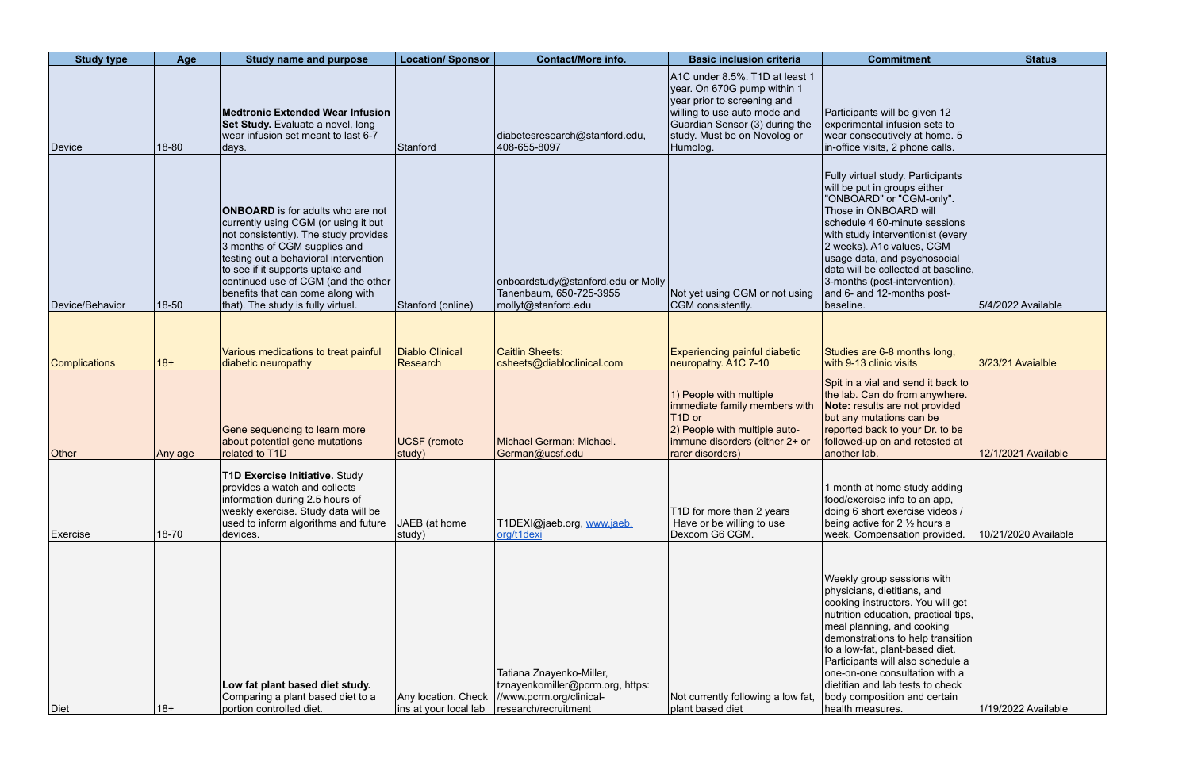| Study type | Age | Study name and purpose | Location/ Sponsor | Contact/More info. | Basic inclusion criteria | Commitment | Status |
|---|---|---|---|---|---|---|---|
| Device | 18-80 | **Medtronic Extended Wear Infusion Set Study.** Evaluate a novel, long wear infusion set meant to last 6-7 days. | Stanford | diabetesresearch@stanford.edu, 408-655-8097 | A1C under 8.5%. T1D at least 1 year. On 670G pump within 1 year prior to screening and willing to use auto mode and Guardian Sensor (3) during the study. Must be on Novolog or Humolog. | Participants will be given 12 experimental infusion sets to wear consecutively at home. 5 in-office visits, 2 phone calls. | |
| Device/Behavior | 18-50 | **ONBOARD** is for adults who are not currently using CGM (or using it but not consistently). The study provides 3 months of CGM supplies and testing out a behavioral intervention to see if it supports uptake and continued use of CGM (and the other benefits that can come along with that). The study is fully virtual. | Stanford (online) | onboardstudy@stanford.edu or Molly Tanenbaum, 650-725-3955 mollyt@stanford.edu | Not yet using CGM or not using CGM consistently. | Fully virtual study. Participants will be put in groups either "ONBOARD" or "CGM-only". Those in ONBOARD will schedule 4 60-minute sessions with study interventionist (every 2 weeks). A1c values, CGM usage data, and psychosocial data will be collected at baseline, 3-months (post-intervention), and 6- and 12-months post-baseline. | 5/4/2022 Available |
| Complications | 18+ | Various medications to treat painful diabetic neuropathy | Diablo Clinical Research | Caitlin Sheets: csheets@diabloclinical.com | Experiencing painful diabetic neuropathy. A1C 7-10 | Studies are 6-8 months long, with 9-13 clinic visits | 3/23/21 Avaialble |
| Other | Any age | Gene sequencing to learn more about potential gene mutations related to T1D | UCSF (remote study) | Michael German: Michael.German@ucsf.edu | 1) People with multiple immediate family members with T1D or<br>2) People with multiple auto-immune disorders (either 2+ or rarer disorders) | Spit in a vial and send it back to the lab. Can do from anywhere. **Note:** results are not provided but any mutations can be reported back to your Dr. to be followed-up on and retested at another lab. | 12/1/2021 Available |
| Exercise | 18-70 | **T1D Exercise Initiative.** Study provides a watch and collects information during 2.5 hours of weekly exercise. Study data will be used to inform algorithms and future devices. | JAEB (at home study) | T1DEXI@jaeb.org, www.jaeb.org/t1dexi | T1D for more than 2 years Have or be willing to use Dexcom G6 CGM. | 1 month at home study adding food/exercise info to an app, doing 6 short exercise videos / being active for 2 ½ hours a week. Compensation provided. | 10/21/2020 Available |
| Diet | 18+ | **Low fat plant based diet study.** Comparing a plant based diet to a portion controlled diet. | Any location. Check ins at your local lab | Tatiana Znayenko-Miller, tznayenkomiller@pcrm.org, https://www.pcrm.org/clinical-research/recruitment | Not currently following a low fat, plant based diet | Weekly group sessions with physicians, dietitians, and cooking instructors. You will get nutrition education, practical tips, meal planning, and cooking demonstrations to help transition to a low-fat, plant-based diet. Participants will also schedule a one-on-one consultation with a dietitian and lab tests to check body composition and certain health measures. | 1/19/2022 Available |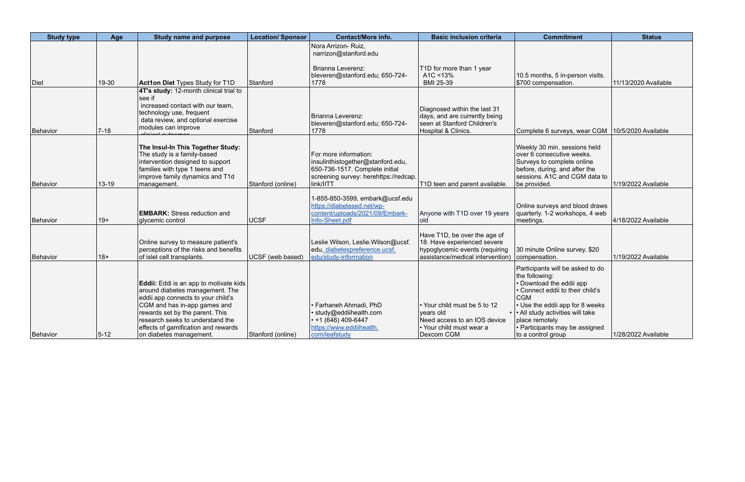| Study type | Age | Study name and purpose | Location/ Sponsor | Contact/More info. | Basic inclusion criteria | Commitment | Status |
|---|---|---|---|---|---|---|---|
| Diet | 19-30 | **Act1on Diet** Types Study for T1D | Stanford | Nora Arrizon- Ruiz, narrizon@stanford.edu<br><br>Brianna Leverenz: bleveren@stanford.edu; 650-724-1778 | T1D for more than 1 year<br>A1C <13%<br>BMI 25-39 | 10.5 months, 5 in-person visits. $700 compensation. | 11/13/2020 Available |
| Behavior | 7-18 | **4T's study:** 12-month clinical trial to see if increased contact with our team, technology use, frequent data review, and optional exercise modules can improve clinical outcomes | Stanford | Brianna Leverenz: bleveren@stanford.edu; 650-724-1778 | Diagnosed within the last 31 days, and are currently being seen at Stanford Children's Hospital & Clinics. | Complete 6 surveys, wear CGM | 10/5/2020 Available |
| Behavior | 13-19 | **The Insul-In This Together Study:** The study is a family-based intervention designed to support families with type 1 teens and improve family dynamics and T1d management. | Stanford (online) | For more information: insulinthistogether@stanford.edu, 650-736-1517. Complete initial screening survey: herehttps://redcap.link/IITT | T1D teen and parent available. | Weekly 30 min. sessions held over 6 consecutive weeks. Surveys to complete online before, during, and after the sessions. A1C and CGM data to be provided. | 1/19/2022 Available |
| Behavior | 19+ | **EMBARK:** Stress reduction and glycemic control | UCSF | 1-855-850-3599, embark@ucsf.edu https://diabetesed.net/wp-content/uploads/2021/09/Embark-Info-Sheet.pdf | Anyone with T1D over 19 years old | Online surveys and blood draws quarterly. 1-2 workshops, 4 web meetings. | 4/18/2022 Available |
| Behavior | 18+ | Online survey to measure patient's perceptions of the risks and benefits of islet cell transplants. | UCSF (web based) | Leslie Wilson, Leslie.Wilson@ucsf.edu, diabetespreference.ucsf.edu/study-information | Have T1D, be over the age of 18. Have experienced severe hypoglycemic events (requiring assistance/medical intervention) | 30 minute Online survey. $20 compensation. | 1/19/2022 Available |
| Behavior | 5-12 | **Eddii:** Eddi is an app to motivate kids around diabetes management. The eddii app connects to your child's CGM and has in-app games and rewards set by the parent. This research seeks to understand the effects of gamification and rewards on diabetes management. | Stanford (online) | • Farhaneh Ahmadi, PhD<br>• study@eddiihealth.com<br>• +1 (646) 409-6447<br>https://www.eddiihealth.com/leafstudy | • Your child must be 5 to 12 years old<br>• Need access to an IOS device<br>• Your child must wear a Dexcom CGM | Participants will be asked to do the following:<br>• Download the eddii app<br>• Connect eddii to their child's CGM<br>• Use the eddii app for 8 weeks<br>• All study activities will take place remotely<br>• Participants may be assigned to a control group | 1/28/2022 Available |